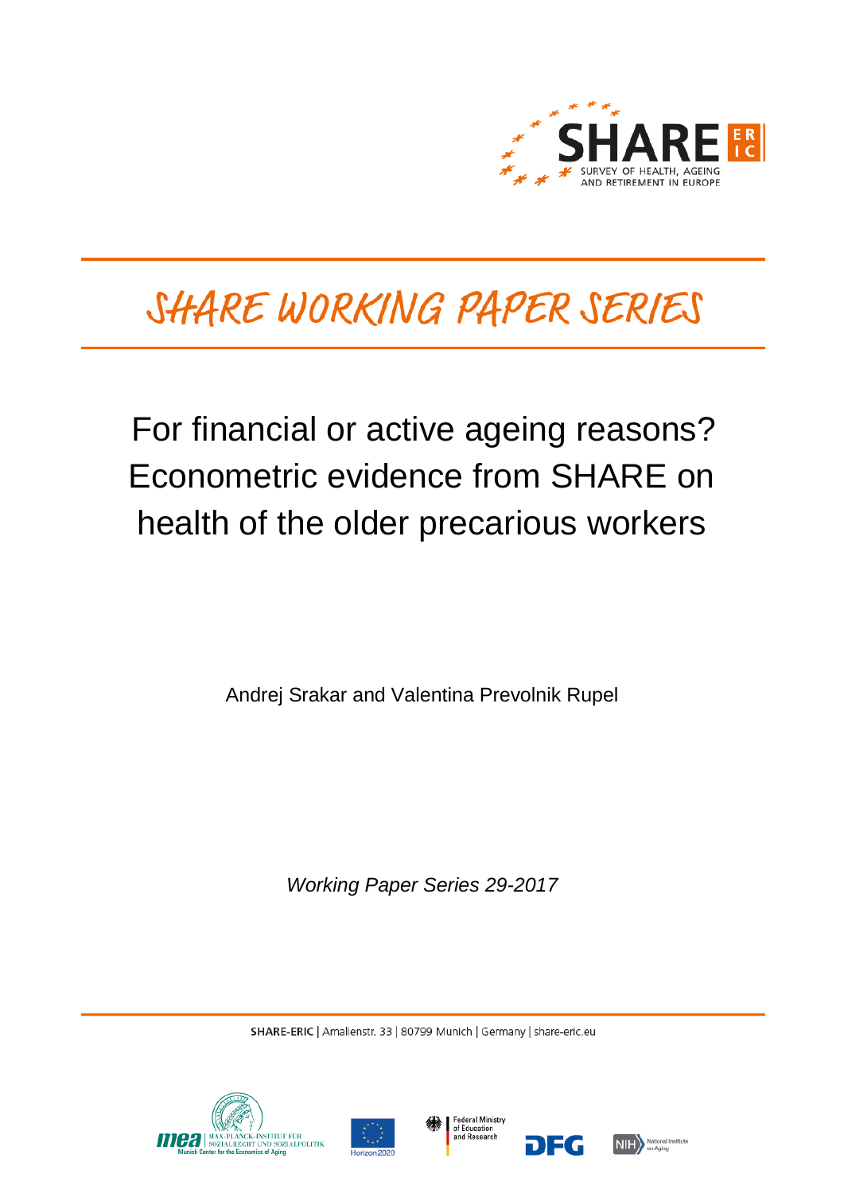SHARE ERIC

SURVEY OF HEALTH, AGEING AND RETIREMENT IN EUROPE

# SHARE WORKING PAPER SERIES

# For financial or active ageing reasons? Econometric evidence from SHARE on health of the older precarious workers

Andrej Srakar and Valentina Prevolnik Rupel

*Working Paper Series 29-2017*

**SHARE-ERIC** | Amalienstr. 33 | 80799 Munich | Germany | share-eric.eu

mea | MAX-PLANCK-INSTITUT FÜR SOZIALRECHT UND SOZIALPOLITIK Munich Center for the Economics of Aging

Horizon2020

Federal Ministry of Education and Research

DFG

NIH National Institute on Aging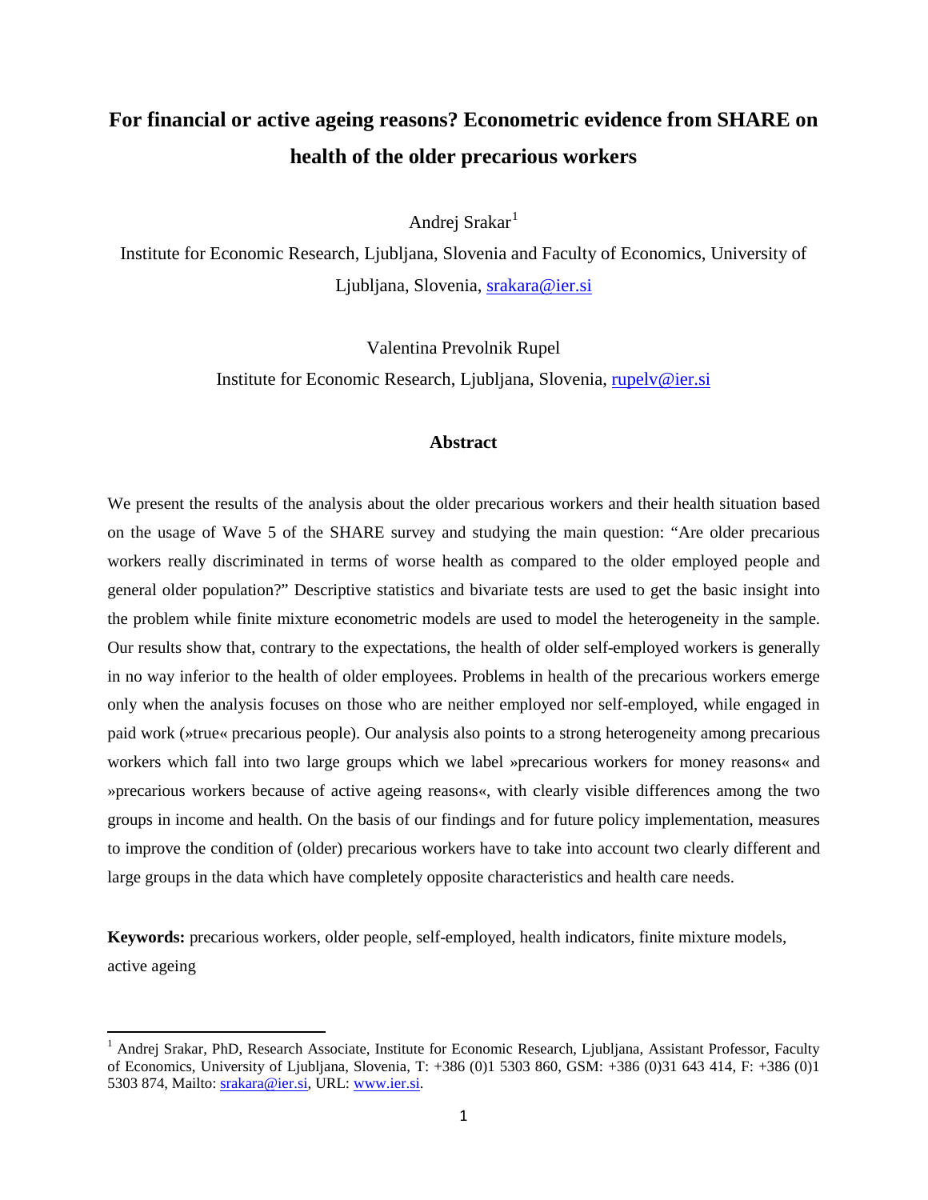# For financial or active ageing reasons? Econometric evidence from SHARE on health of the older precarious workers

Andrej Srakar[1]

Institute for Economic Research, Ljubljana, Slovenia and Faculty of Economics, University of Ljubljana, Slovenia, srakara@ier.si

Valentina Prevolnik Rupel

Institute for Economic Research, Ljubljana, Slovenia, rupelv@ier.si

### Abstract

We present the results of the analysis about the older precarious workers and their health situation based on the usage of Wave 5 of the SHARE survey and studying the main question: "Are older precarious workers really discriminated in terms of worse health as compared to the older employed people and general older population?" Descriptive statistics and bivariate tests are used to get the basic insight into the problem while finite mixture econometric models are used to model the heterogeneity in the sample. Our results show that, contrary to the expectations, the health of older self-employed workers is generally in no way inferior to the health of older employees. Problems in health of the precarious workers emerge only when the analysis focuses on those who are neither employed nor self-employed, while engaged in paid work (»true« precarious people). Our analysis also points to a strong heterogeneity among precarious workers which fall into two large groups which we label »precarious workers for money reasons« and »precarious workers because of active ageing reasons«, with clearly visible differences among the two groups in income and health. On the basis of our findings and for future policy implementation, measures to improve the condition of (older) precarious workers have to take into account two clearly different and large groups in the data which have completely opposite characteristics and health care needs.

**Keywords:** precarious workers, older people, self-employed, health indicators, finite mixture models, active ageing

---

[1] Andrej Srakar, PhD, Research Associate, Institute for Economic Research, Ljubljana, Assistant Professor, Faculty of Economics, University of Ljubljana, Slovenia, T: +386 (0)1 5303 860, GSM: +386 (0)31 643 414, F: +386 (0)1 5303 874, Mailto: srakara@ier.si, URL: www.ier.si.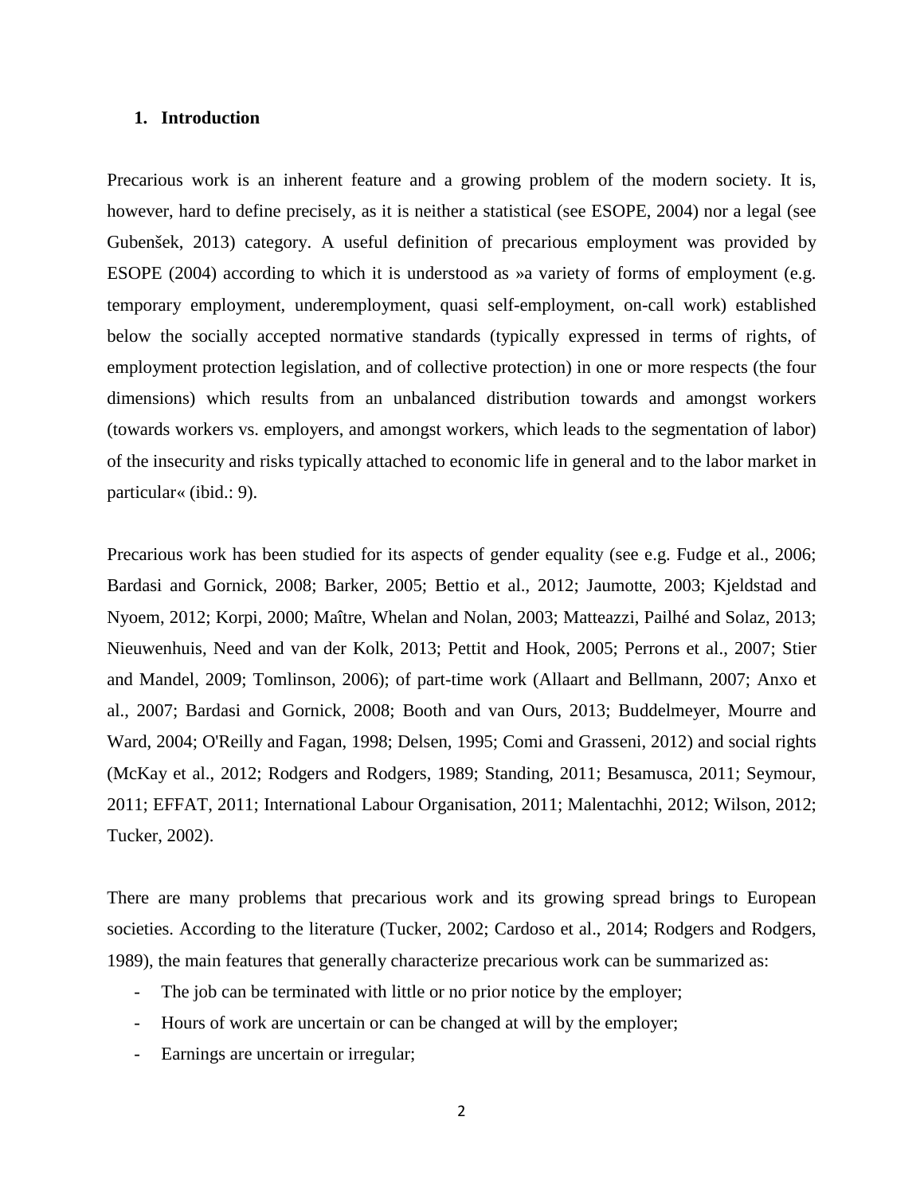## 1. Introduction

Precarious work is an inherent feature and a growing problem of the modern society. It is, however, hard to define precisely, as it is neither a statistical (see ESOPE, 2004) nor a legal (see Gubenšek, 2013) category. A useful definition of precarious employment was provided by ESOPE (2004) according to which it is understood as »a variety of forms of employment (e.g. temporary employment, underemployment, quasi self-employment, on-call work) established below the socially accepted normative standards (typically expressed in terms of rights, of employment protection legislation, and of collective protection) in one or more respects (the four dimensions) which results from an unbalanced distribution towards and amongst workers (towards workers vs. employers, and amongst workers, which leads to the segmentation of labor) of the insecurity and risks typically attached to economic life in general and to the labor market in particular« (ibid.: 9).

Precarious work has been studied for its aspects of gender equality (see e.g. Fudge et al., 2006; Bardasi and Gornick, 2008; Barker, 2005; Bettio et al., 2012; Jaumotte, 2003; Kjeldstad and Nyoem, 2012; Korpi, 2000; Maître, Whelan and Nolan, 2003; Matteazzi, Pailhé and Solaz, 2013; Nieuwenhuis, Need and van der Kolk, 2013; Pettit and Hook, 2005; Perrons et al., 2007; Stier and Mandel, 2009; Tomlinson, 2006); of part-time work (Allaart and Bellmann, 2007; Anxo et al., 2007; Bardasi and Gornick, 2008; Booth and van Ours, 2013; Buddelmeyer, Mourre and Ward, 2004; O'Reilly and Fagan, 1998; Delsen, 1995; Comi and Grasseni, 2012) and social rights (McKay et al., 2012; Rodgers and Rodgers, 1989; Standing, 2011; Besamusca, 2011; Seymour, 2011; EFFAT, 2011; International Labour Organisation, 2011; Malentachhi, 2012; Wilson, 2012; Tucker, 2002).

There are many problems that precarious work and its growing spread brings to European societies. According to the literature (Tucker, 2002; Cardoso et al., 2014; Rodgers and Rodgers, 1989), the main features that generally characterize precarious work can be summarized as:

- The job can be terminated with little or no prior notice by the employer;
- Hours of work are uncertain or can be changed at will by the employer;
- Earnings are uncertain or irregular;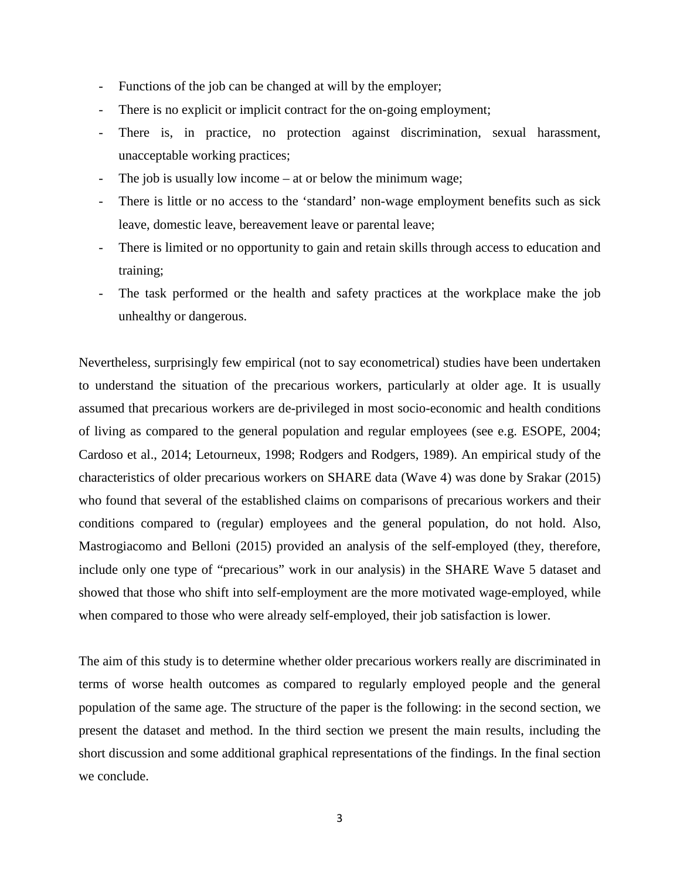- Functions of the job can be changed at will by the employer;
- There is no explicit or implicit contract for the on-going employment;
- There is, in practice, no protection against discrimination, sexual harassment, unacceptable working practices;
- The job is usually low income – at or below the minimum wage;
- There is little or no access to the 'standard' non-wage employment benefits such as sick leave, domestic leave, bereavement leave or parental leave;
- There is limited or no opportunity to gain and retain skills through access to education and training;
- The task performed or the health and safety practices at the workplace make the job unhealthy or dangerous.

Nevertheless, surprisingly few empirical (not to say econometrical) studies have been undertaken to understand the situation of the precarious workers, particularly at older age. It is usually assumed that precarious workers are de-privileged in most socio-economic and health conditions of living as compared to the general population and regular employees (see e.g. ESOPE, 2004; Cardoso et al., 2014; Letourneux, 1998; Rodgers and Rodgers, 1989). An empirical study of the characteristics of older precarious workers on SHARE data (Wave 4) was done by Srakar (2015) who found that several of the established claims on comparisons of precarious workers and their conditions compared to (regular) employees and the general population, do not hold. Also, Mastrogiacomo and Belloni (2015) provided an analysis of the self-employed (they, therefore, include only one type of "precarious" work in our analysis) in the SHARE Wave 5 dataset and showed that those who shift into self-employment are the more motivated wage-employed, while when compared to those who were already self-employed, their job satisfaction is lower.

The aim of this study is to determine whether older precarious workers really are discriminated in terms of worse health outcomes as compared to regularly employed people and the general population of the same age. The structure of the paper is the following: in the second section, we present the dataset and method. In the third section we present the main results, including the short discussion and some additional graphical representations of the findings. In the final section we conclude.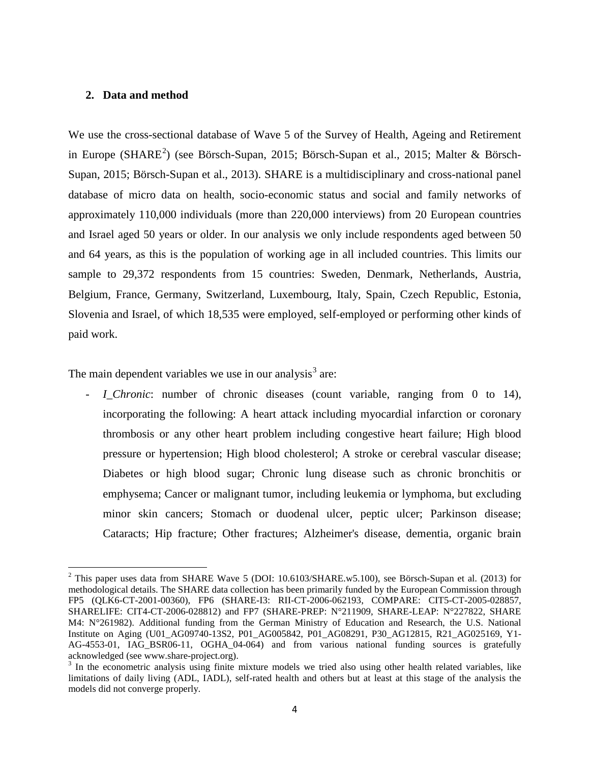## 2. Data and method

We use the cross-sectional database of Wave 5 of the Survey of Health, Ageing and Retirement in Europe (SHARE[2]) (see Börsch-Supan, 2015; Börsch-Supan et al., 2015; Malter & Börsch-Supan, 2015; Börsch-Supan et al., 2013). SHARE is a multidisciplinary and cross-national panel database of micro data on health, socio-economic status and social and family networks of approximately 110,000 individuals (more than 220,000 interviews) from 20 European countries and Israel aged 50 years or older. In our analysis we only include respondents aged between 50 and 64 years, as this is the population of working age in all included countries. This limits our sample to 29,372 respondents from 15 countries: Sweden, Denmark, Netherlands, Austria, Belgium, France, Germany, Switzerland, Luxembourg, Italy, Spain, Czech Republic, Estonia, Slovenia and Israel, of which 18,535 were employed, self-employed or performing other kinds of paid work.

The main dependent variables we use in our analysis[3] are:

- *I_Chronic*: number of chronic diseases (count variable, ranging from 0 to 14), incorporating the following: A heart attack including myocardial infarction or coronary thrombosis or any other heart problem including congestive heart failure; High blood pressure or hypertension; High blood cholesterol; A stroke or cerebral vascular disease; Diabetes or high blood sugar; Chronic lung disease such as chronic bronchitis or emphysema; Cancer or malignant tumor, including leukemia or lymphoma, but excluding minor skin cancers; Stomach or duodenal ulcer, peptic ulcer; Parkinson disease; Cataracts; Hip fracture; Other fractures; Alzheimer's disease, dementia, organic brain

---

[2] This paper uses data from SHARE Wave 5 (DOI: 10.6103/SHARE.w5.100), see Börsch-Supan et al. (2013) for methodological details. The SHARE data collection has been primarily funded by the European Commission through FP5 (QLK6-CT-2001-00360), FP6 (SHARE-I3: RII-CT-2006-062193, COMPARE: CIT5-CT-2005-028857, SHARELIFE: CIT4-CT-2006-028812) and FP7 (SHARE-PREP: N°211909, SHARE-LEAP: N°227822, SHARE M4: N°261982). Additional funding from the German Ministry of Education and Research, the U.S. National Institute on Aging (U01_AG09740-13S2, P01_AG005842, P01_AG08291, P30_AG12815, R21_AG025169, Y1-AG-4553-01, IAG_BSR06-11, OGHA_04-064) and from various national funding sources is gratefully acknowledged (see www.share-project.org).

[3] In the econometric analysis using finite mixture models we tried also using other health related variables, like limitations of daily living (ADL, IADL), self-rated health and others but at least at this stage of the analysis the models did not converge properly.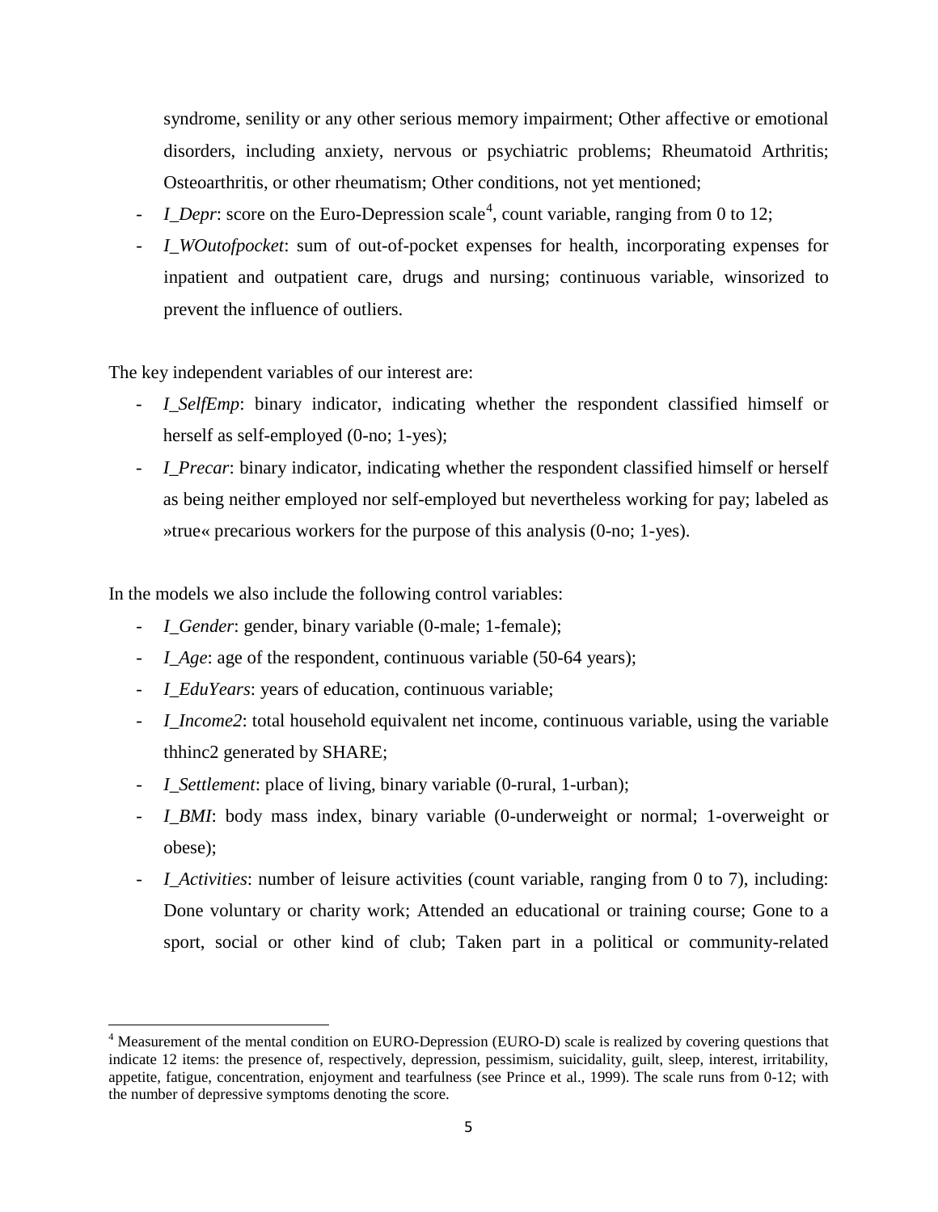syndrome, senility or any other serious memory impairment; Other affective or emotional disorders, including anxiety, nervous or psychiatric problems; Rheumatoid Arthritis; Osteoarthritis, or other rheumatism; Other conditions, not yet mentioned;

- *I_Depr*: score on the Euro-Depression scale[4], count variable, ranging from 0 to 12;
- *I_WOutofpocket*: sum of out-of-pocket expenses for health, incorporating expenses for inpatient and outpatient care, drugs and nursing; continuous variable, winsorized to prevent the influence of outliers.

The key independent variables of our interest are:

- *I_SelfEmp*: binary indicator, indicating whether the respondent classified himself or herself as self-employed (0-no; 1-yes);
- *I_Precar*: binary indicator, indicating whether the respondent classified himself or herself as being neither employed nor self-employed but nevertheless working for pay; labeled as »true« precarious workers for the purpose of this analysis (0-no; 1-yes).

In the models we also include the following control variables:

- *I_Gender*: gender, binary variable (0-male; 1-female);
- *I_Age*: age of the respondent, continuous variable (50-64 years);
- *I_EduYears*: years of education, continuous variable;
- *I_Income2*: total household equivalent net income, continuous variable, using the variable thhinc2 generated by SHARE;
- *I_Settlement*: place of living, binary variable (0-rural, 1-urban);
- *I_BMI*: body mass index, binary variable (0-underweight or normal; 1-overweight or obese);
- *I_Activities*: number of leisure activities (count variable, ranging from 0 to 7), including: Done voluntary or charity work; Attended an educational or training course; Gone to a sport, social or other kind of club; Taken part in a political or community-related

[4] Measurement of the mental condition on EURO-Depression (EURO-D) scale is realized by covering questions that indicate 12 items: the presence of, respectively, depression, pessimism, suicidality, guilt, sleep, interest, irritability, appetite, fatigue, concentration, enjoyment and tearfulness (see Prince et al., 1999). The scale runs from 0-12; with the number of depressive symptoms denoting the score.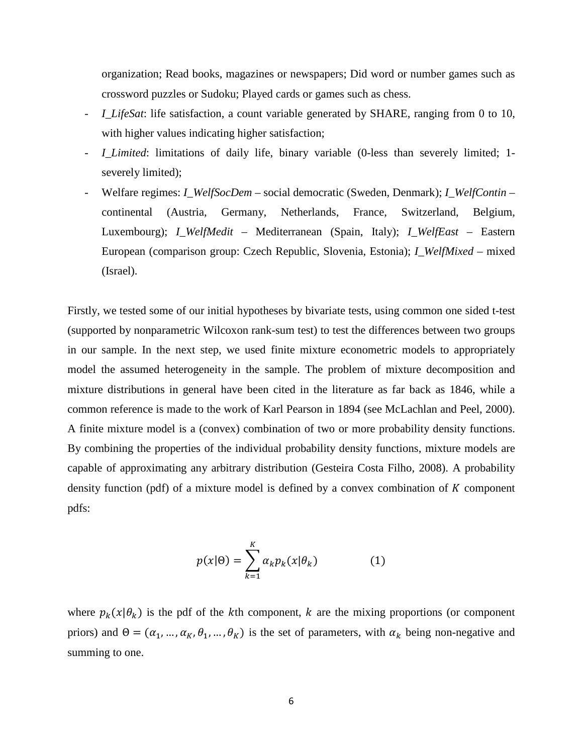organization; Read books, magazines or newspapers; Did word or number games such as crossword puzzles or Sudoku; Played cards or games such as chess.

- *I_LifeSat*: life satisfaction, a count variable generated by SHARE, ranging from 0 to 10, with higher values indicating higher satisfaction;
- *I_Limited*: limitations of daily life, binary variable (0-less than severely limited; 1-severely limited);
- Welfare regimes: *I_WelfSocDem* – social democratic (Sweden, Denmark); *I_WelfContin* – continental (Austria, Germany, Netherlands, France, Switzerland, Belgium, Luxembourg); *I_WelfMedit* – Mediterranean (Spain, Italy); *I_WelfEast* – Eastern European (comparison group: Czech Republic, Slovenia, Estonia); *I_WelfMixed* – mixed (Israel).

Firstly, we tested some of our initial hypotheses by bivariate tests, using common one sided t-test (supported by nonparametric Wilcoxon rank-sum test) to test the differences between two groups in our sample. In the next step, we used finite mixture econometric models to appropriately model the assumed heterogeneity in the sample. The problem of mixture decomposition and mixture distributions in general have been cited in the literature as far back as 1846, while a common reference is made to the work of Karl Pearson in 1894 (see McLachlan and Peel, 2000). A finite mixture model is a (convex) combination of two or more probability density functions. By combining the properties of the individual probability density functions, mixture models are capable of approximating any arbitrary distribution (Gesteira Costa Filho, 2008). A probability density function (pdf) of a mixture model is defined by a convex combination of $K$ component pdfs:

$$p(x|\Theta) = \sum_{k=1}^{K} \alpha_k p_k(x|\theta_k) \qquad (1)$$

where $p_k(x|\theta_k)$ is the pdf of the $k$th component, $k$ are the mixing proportions (or component priors) and $\Theta = (\alpha_1, \dots, \alpha_K, \theta_1, \dots, \theta_K)$ is the set of parameters, with $\alpha_k$ being non-negative and summing to one.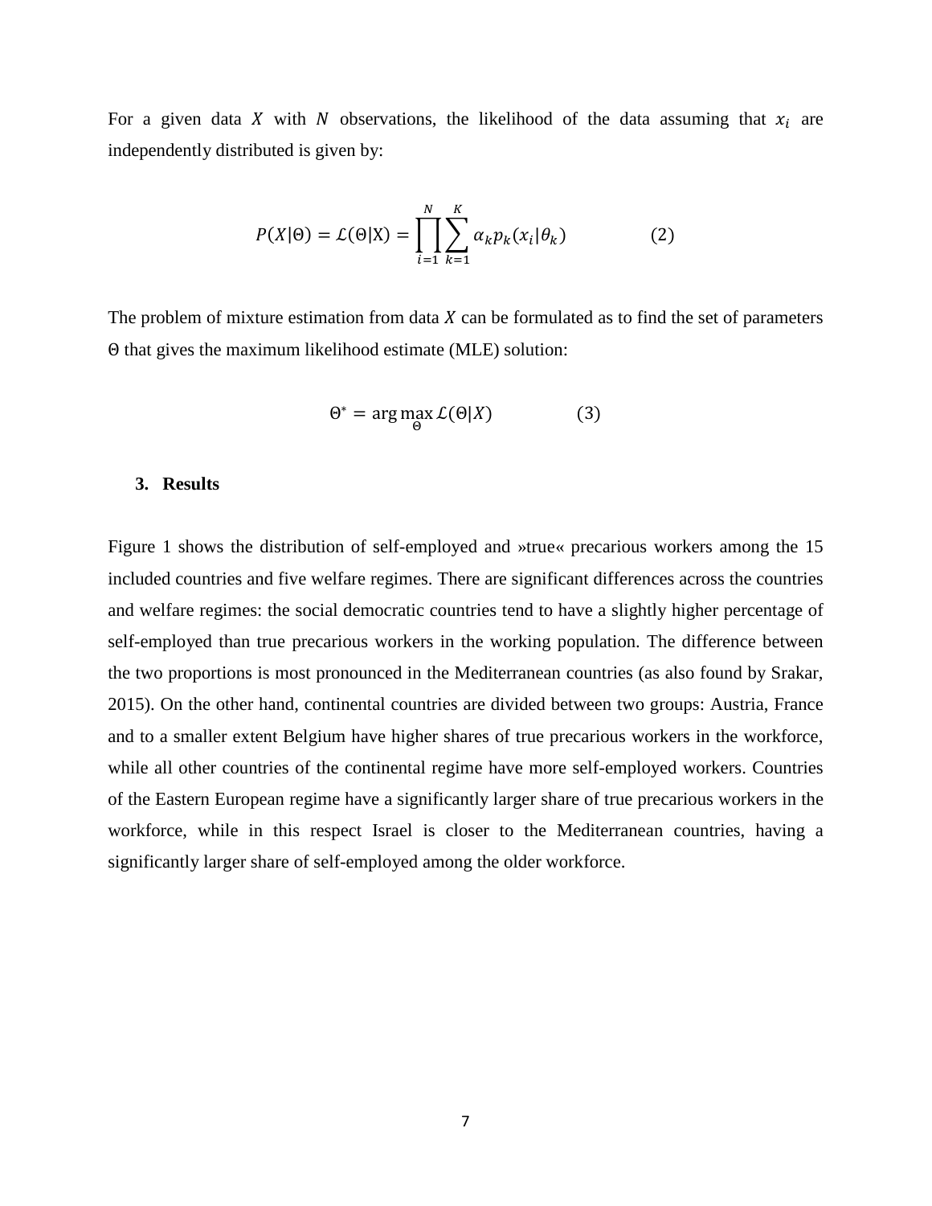For a given data $X$ with $N$ observations, the likelihood of the data assuming that $x_i$ are independently distributed is given by:

$$P(X|\Theta) = \mathcal{L}(\Theta|\mathrm{X}) = \prod_{i=1}^{N} \sum_{k=1}^{K} \alpha_k p_k(x_i|\theta_k) \qquad (2)$$

The problem of mixture estimation from data $X$ can be formulated as to find the set of parameters $\Theta$ that gives the maximum likelihood estimate (MLE) solution:

$$\Theta^* = \arg\max_{\Theta} \mathcal{L}(\Theta|X) \qquad (3)$$

## 3. Results

Figure 1 shows the distribution of self-employed and »true« precarious workers among the 15 included countries and five welfare regimes. There are significant differences across the countries and welfare regimes: the social democratic countries tend to have a slightly higher percentage of self-employed than true precarious workers in the working population. The difference between the two proportions is most pronounced in the Mediterranean countries (as also found by Srakar, 2015). On the other hand, continental countries are divided between two groups: Austria, France and to a smaller extent Belgium have higher shares of true precarious workers in the workforce, while all other countries of the continental regime have more self-employed workers. Countries of the Eastern European regime have a significantly larger share of true precarious workers in the workforce, while in this respect Israel is closer to the Mediterranean countries, having a significantly larger share of self-employed among the older workforce.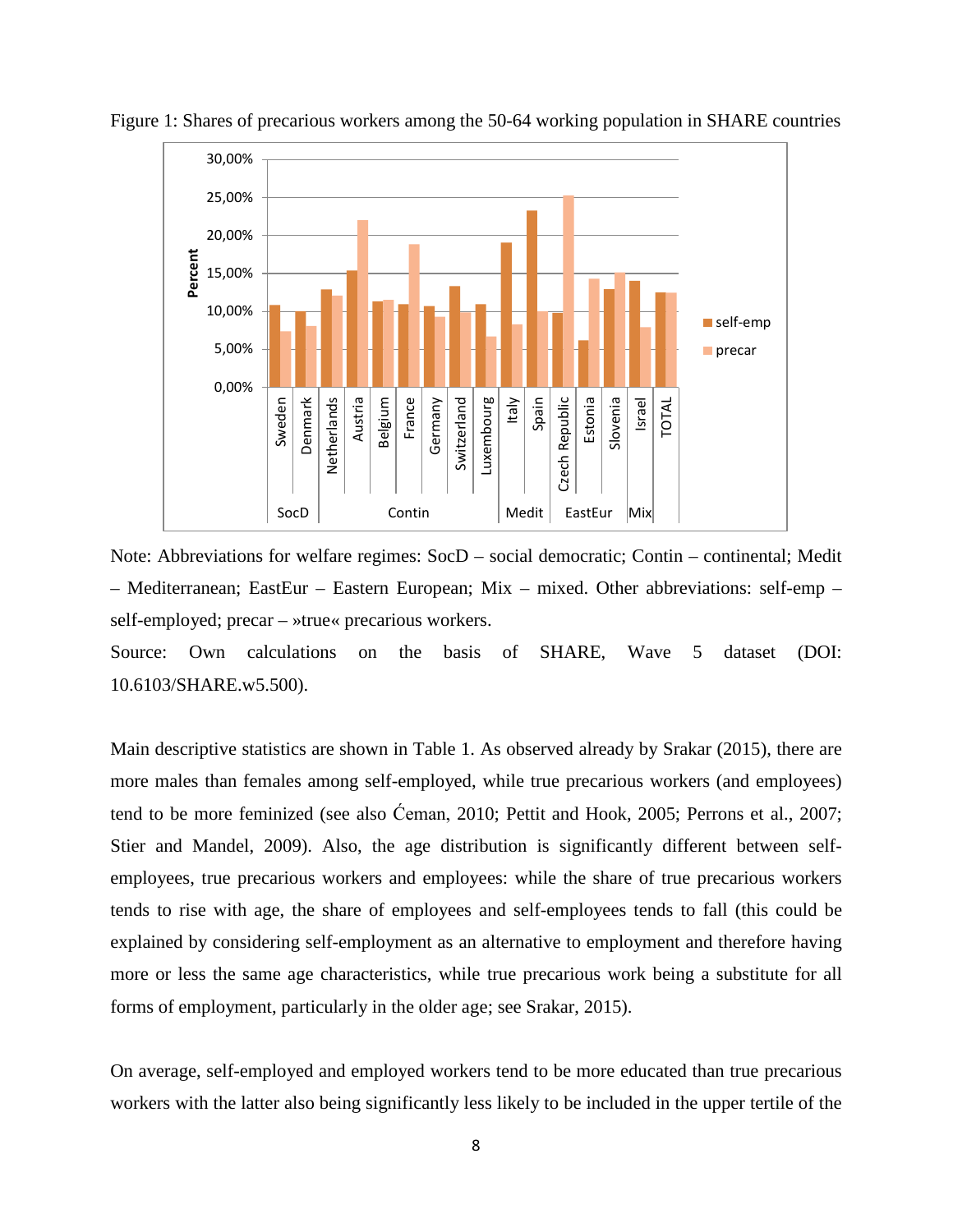Figure 1: Shares of precarious workers among the 50-64 working population in SHARE countries

Note: Abbreviations for welfare regimes: SocD – social democratic; Contin – continental; Medit – Mediterranean; EastEur – Eastern European; Mix – mixed. Other abbreviations: self-emp – self-employed; precar – »true« precarious workers.

Source: Own calculations on the basis of SHARE, Wave 5 dataset (DOI: 10.6103/SHARE.w5.500).

Main descriptive statistics are shown in Table 1. As observed already by Srakar (2015), there are more males than females among self-employed, while true precarious workers (and employees) tend to be more feminized (see also Ćeman, 2010; Pettit and Hook, 2005; Perrons et al., 2007; Stier and Mandel, 2009). Also, the age distribution is significantly different between self-employees, true precarious workers and employees: while the share of true precarious workers tends to rise with age, the share of employees and self-employees tends to fall (this could be explained by considering self-employment as an alternative to employment and therefore having more or less the same age characteristics, while true precarious work being a substitute for all forms of employment, particularly in the older age; see Srakar, 2015).

On average, self-employed and employed workers tend to be more educated than true precarious workers with the latter also being significantly less likely to be included in the upper tertile of the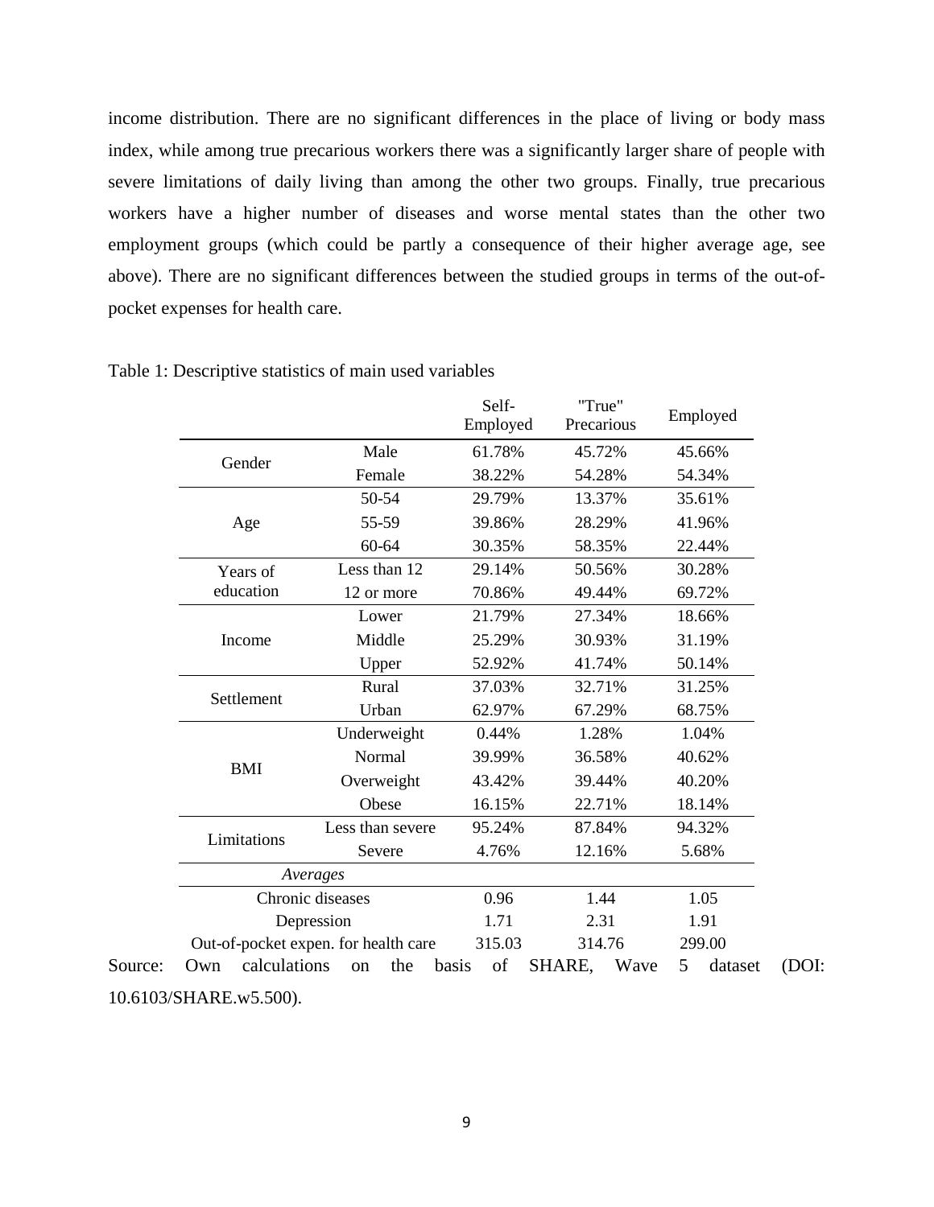income distribution. There are no significant differences in the place of living or body mass index, while among true precarious workers there was a significantly larger share of people with severe limitations of daily living than among the other two groups. Finally, true precarious workers have a higher number of diseases and worse mental states than the other two employment groups (which could be partly a consequence of their higher average age, see above). There are no significant differences between the studied groups in terms of the out-of-pocket expenses for health care.

Table 1: Descriptive statistics of main used variables

| | | Self-Employed | "True" Precarious | Employed |
|---|---|---|---|---|
| Gender | Male | 61.78% | 45.72% | 45.66% |
| | Female | 38.22% | 54.28% | 54.34% |
| Age | 50-54 | 29.79% | 13.37% | 35.61% |
| | 55-59 | 39.86% | 28.29% | 41.96% |
| | 60-64 | 30.35% | 58.35% | 22.44% |
| Years of education | Less than 12 | 29.14% | 50.56% | 30.28% |
| | 12 or more | 70.86% | 49.44% | 69.72% |
| Income | Lower | 21.79% | 27.34% | 18.66% |
| | Middle | 25.29% | 30.93% | 31.19% |
| | Upper | 52.92% | 41.74% | 50.14% |
| Settlement | Rural | 37.03% | 32.71% | 31.25% |
| | Urban | 62.97% | 67.29% | 68.75% |
| BMI | Underweight | 0.44% | 1.28% | 1.04% |
| | Normal | 39.99% | 36.58% | 40.62% |
| | Overweight | 43.42% | 39.44% | 40.20% |
| | Obese | 16.15% | 22.71% | 18.14% |
| Limitations | Less than severe | 95.24% | 87.84% | 94.32% |
| | Severe | 4.76% | 12.16% | 5.68% |
| *Averages* | | | | |
| Chronic diseases | | 0.96 | 1.44 | 1.05 |
| Depression | | 1.71 | 2.31 | 1.91 |
| Out-of-pocket expen. for health care | | 315.03 | 314.76 | 299.00 |

Source: Own calculations on the basis of SHARE, Wave 5 dataset (DOI: 10.6103/SHARE.w5.500).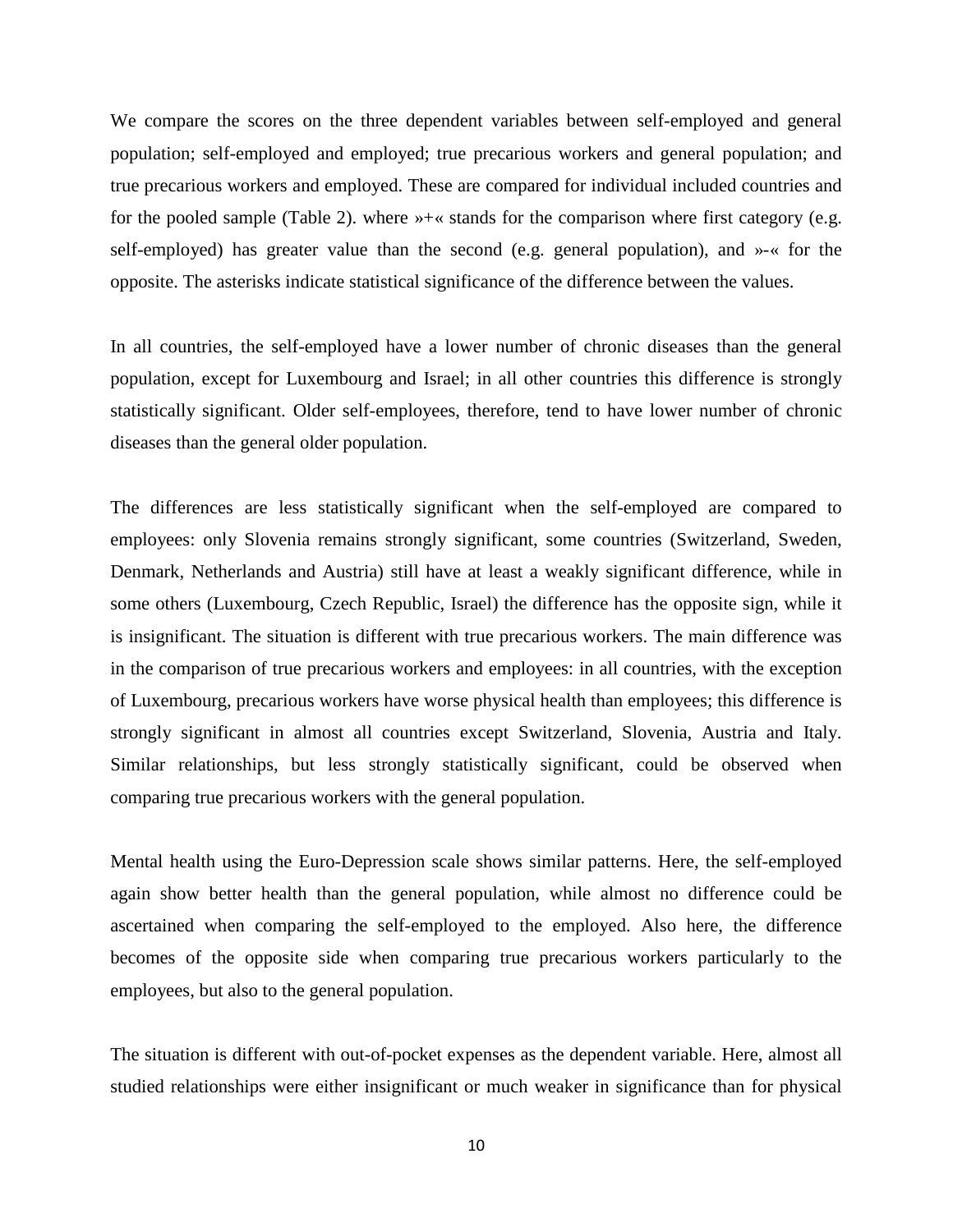We compare the scores on the three dependent variables between self-employed and general population; self-employed and employed; true precarious workers and general population; and true precarious workers and employed. These are compared for individual included countries and for the pooled sample (Table 2). where »+« stands for the comparison where first category (e.g. self-employed) has greater value than the second (e.g. general population), and »-« for the opposite. The asterisks indicate statistical significance of the difference between the values.

In all countries, the self-employed have a lower number of chronic diseases than the general population, except for Luxembourg and Israel; in all other countries this difference is strongly statistically significant. Older self-employees, therefore, tend to have lower number of chronic diseases than the general older population.

The differences are less statistically significant when the self-employed are compared to employees: only Slovenia remains strongly significant, some countries (Switzerland, Sweden, Denmark, Netherlands and Austria) still have at least a weakly significant difference, while in some others (Luxembourg, Czech Republic, Israel) the difference has the opposite sign, while it is insignificant. The situation is different with true precarious workers. The main difference was in the comparison of true precarious workers and employees: in all countries, with the exception of Luxembourg, precarious workers have worse physical health than employees; this difference is strongly significant in almost all countries except Switzerland, Slovenia, Austria and Italy. Similar relationships, but less strongly statistically significant, could be observed when comparing true precarious workers with the general population.

Mental health using the Euro-Depression scale shows similar patterns. Here, the self-employed again show better health than the general population, while almost no difference could be ascertained when comparing the self-employed to the employed. Also here, the difference becomes of the opposite side when comparing true precarious workers particularly to the employees, but also to the general population.

The situation is different with out-of-pocket expenses as the dependent variable. Here, almost all studied relationships were either insignificant or much weaker in significance than for physical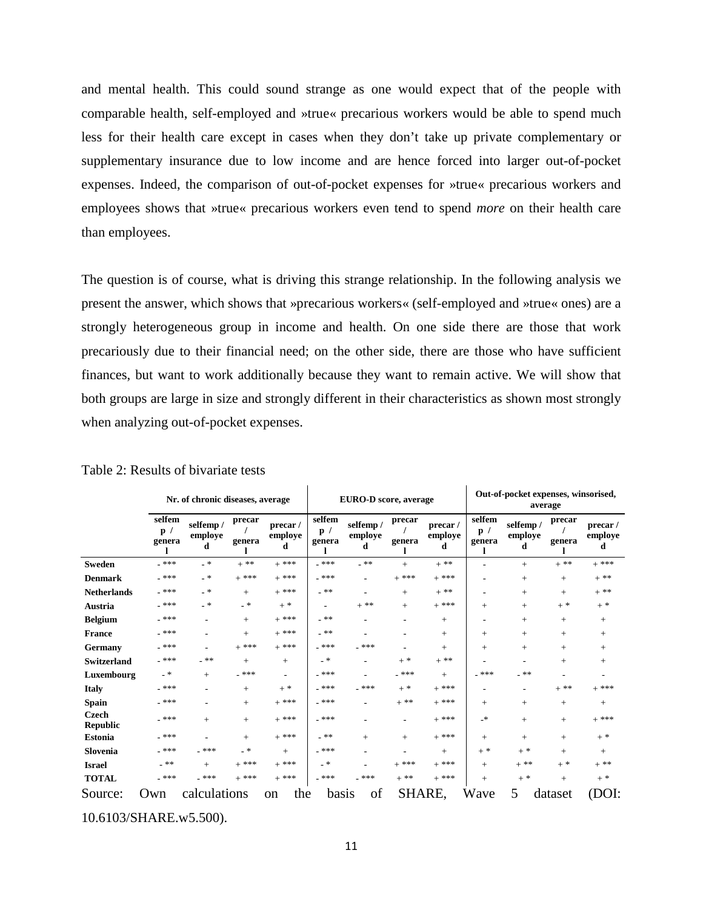and mental health. This could sound strange as one would expect that of the people with comparable health, self-employed and »true« precarious workers would be able to spend much less for their health care except in cases when they don't take up private complementary or supplementary insurance due to low income and are hence forced into larger out-of-pocket expenses. Indeed, the comparison of out-of-pocket expenses for »true« precarious workers and employees shows that »true« precarious workers even tend to spend *more* on their health care than employees.

The question is of course, what is driving this strange relationship. In the following analysis we present the answer, which shows that »precarious workers« (self-employed and »true« ones) are a strongly heterogeneous group in income and health. On one side there are those that work precariously due to their financial need; on the other side, there are those who have sufficient finances, but want to work additionally because they want to remain active. We will show that both groups are large in size and strongly different in their characteristics as shown most strongly when analyzing out-of-pocket expenses.

Table 2: Results of bivariate tests

| | Nr. of chronic diseases, average | | | | EURO-D score, average | | | | Out-of-pocket expenses, winsorised, average | | | |
|---|---|---|---|---|---|---|---|---|---|---|---|---|
| | selfemp / general | selfemp / employed | precar / general | precar / employed | selfemp / general | selfemp / employed | precar / general | precar / employed | selfemp / general | selfemp / employed | precar / general | precar / employed |
| **Sweden** | - *** | - * | + ** | + *** | - *** | - ** | + | + ** | - | + | + ** | + *** |
| **Denmark** | - *** | - * | + *** | + *** | - *** | - | + *** | + *** | - | + | + | + ** |
| **Netherlands** | - *** | - * | + | + *** | - ** | - | + | + ** | - | + | + | + ** |
| **Austria** | - *** | - * | - * | + * | - | + ** | + | + *** | + | + | + * | + * |
| **Belgium** | - *** | - | + | + *** | - ** | - | - | + | - | + | + | + |
| **France** | - *** | - | + | + *** | - ** | - | - | + | + | + | + | + |
| **Germany** | - *** | - | + *** | + *** | - *** | - *** | - | + | + | + | + | + |
| **Switzerland** | - *** | - ** | + | + | - * | - | + * | + ** | - | - | + | + |
| **Luxembourg** | - * | + | - *** | - | - *** | - | - *** | + | - *** | - ** | - | - |
| **Italy** | - *** | - | + | + * | - *** | - *** | + * | + *** | - | - | + ** | + *** |
| **Spain** | - *** | - | + | + *** | - *** | - | + ** | + *** | + | + | + | + |
| **Czech Republic** | - *** | + | + | + *** | - *** | - | - | + *** | -* | + | + | + *** |
| **Estonia** | - *** | - | + | + *** | - ** | + | + | + *** | + | + | + | + * |
| **Slovenia** | - *** | - *** | - * | + | - *** | - | - | + | + * | + * | + | + |
| **Israel** | - ** | + | + *** | + *** | - * | - | + *** | + *** | + | + ** | + * | + ** |
| **TOTAL** | - *** | - *** | + *** | + *** | - *** | - *** | + ** | + *** | + | + * | + | + * |

Source: Own calculations on the basis of SHARE, Wave 5 dataset (DOI: 10.6103/SHARE.w5.500).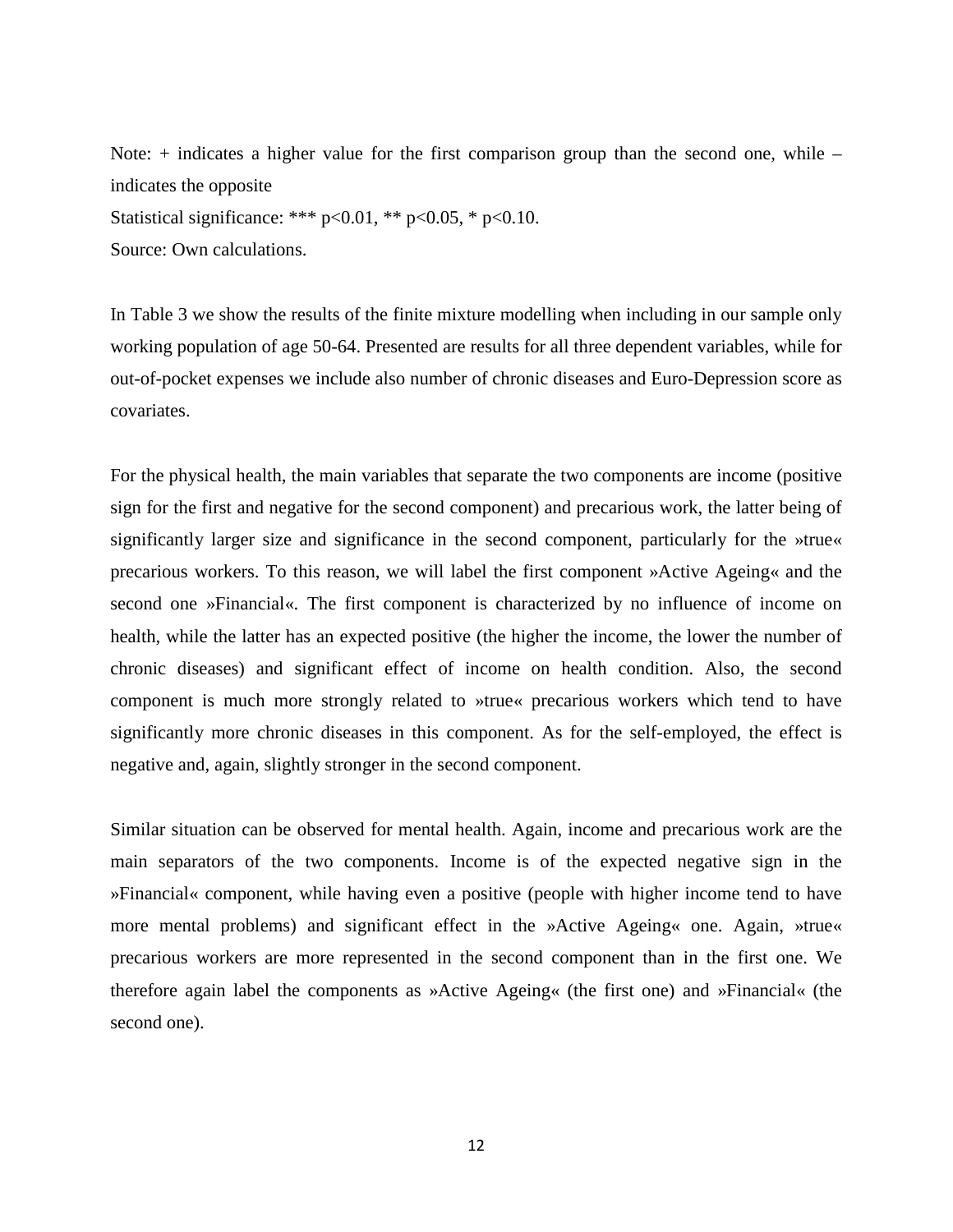Note: + indicates a higher value for the first comparison group than the second one, while – indicates the opposite

Statistical significance: *** p<0.01, ** p<0.05, * p<0.10.

Source: Own calculations.

In Table 3 we show the results of the finite mixture modelling when including in our sample only working population of age 50-64. Presented are results for all three dependent variables, while for out-of-pocket expenses we include also number of chronic diseases and Euro-Depression score as covariates.

For the physical health, the main variables that separate the two components are income (positive sign for the first and negative for the second component) and precarious work, the latter being of significantly larger size and significance in the second component, particularly for the »true« precarious workers. To this reason, we will label the first component »Active Ageing« and the second one »Financial«. The first component is characterized by no influence of income on health, while the latter has an expected positive (the higher the income, the lower the number of chronic diseases) and significant effect of income on health condition. Also, the second component is much more strongly related to »true« precarious workers which tend to have significantly more chronic diseases in this component. As for the self-employed, the effect is negative and, again, slightly stronger in the second component.

Similar situation can be observed for mental health. Again, income and precarious work are the main separators of the two components. Income is of the expected negative sign in the »Financial« component, while having even a positive (people with higher income tend to have more mental problems) and significant effect in the »Active Ageing« one. Again, »true« precarious workers are more represented in the second component than in the first one. We therefore again label the components as »Active Ageing« (the first one) and »Financial« (the second one).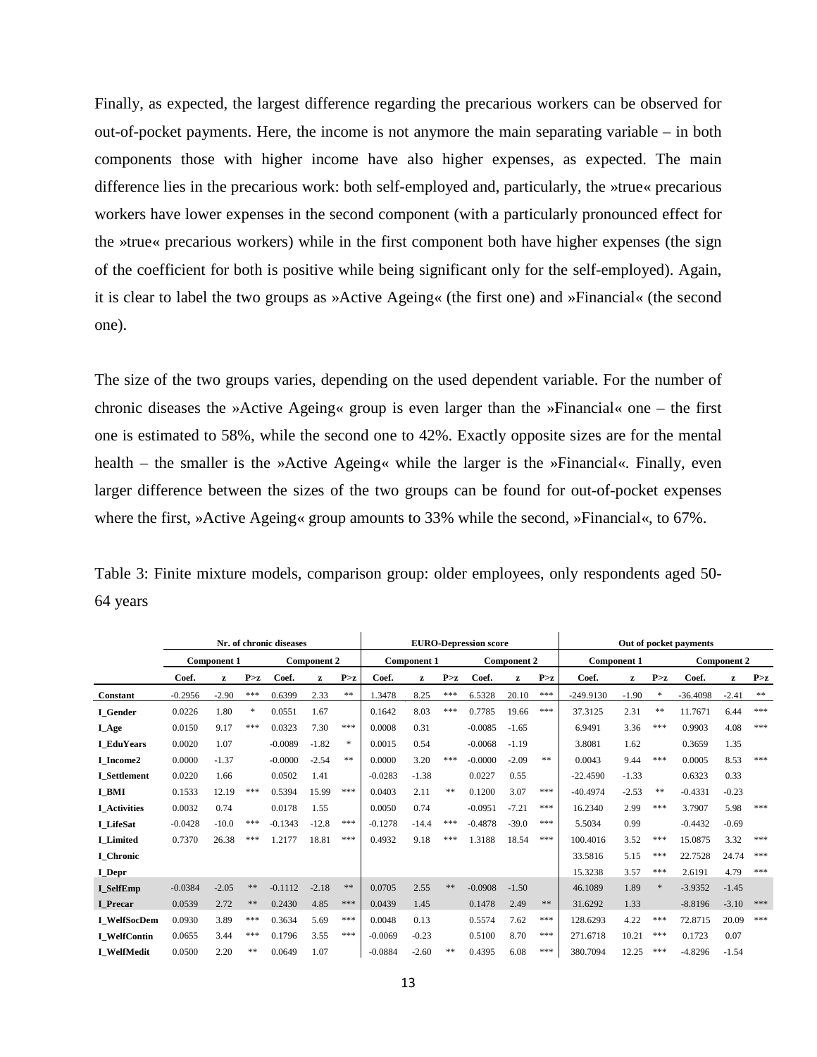Finally, as expected, the largest difference regarding the precarious workers can be observed for out-of-pocket payments. Here, the income is not anymore the main separating variable – in both components those with higher income have also higher expenses, as expected. The main difference lies in the precarious work: both self-employed and, particularly, the »true« precarious workers have lower expenses in the second component (with a particularly pronounced effect for the »true« precarious workers) while in the first component both have higher expenses (the sign of the coefficient for both is positive while being significant only for the self-employed). Again, it is clear to label the two groups as »Active Ageing« (the first one) and »Financial« (the second one).

The size of the two groups varies, depending on the used dependent variable. For the number of chronic diseases the »Active Ageing« group is even larger than the »Financial« one – the first one is estimated to 58%, while the second one to 42%. Exactly opposite sizes are for the mental health – the smaller is the »Active Ageing« while the larger is the »Financial«. Finally, even larger difference between the sizes of the two groups can be found for out-of-pocket expenses where the first, »Active Ageing« group amounts to 33% while the second, »Financial«, to 67%.

Table 3: Finite mixture models, comparison group: older employees, only respondents aged 50-64 years

| | Nr. of chronic diseases | | | | | | EURO-Depression score | | | | | | Out of pocket payments | | | | | |
|---|---|---|---|---|---|---|---|---|---|---|---|---|---|---|---|---|---|---|
| | Component 1 | | | Component 2 | | | Component 1 | | | Component 2 | | | Component 1 | | | Component 2 | | |
| | Coef. | z | P>z | Coef. | z | P>z | Coef. | z | P>z | Coef. | z | P>z | Coef. | z | P>z | Coef. | z | P>z |
| **Constant** | -0.2956 | -2.90 | *** | 0.6399 | 2.33 | ** | 1.3478 | 8.25 | *** | 6.5328 | 20.10 | *** | -249.9130 | -1.90 | * | -36.4098 | -2.41 | ** |
| **I_Gender** | 0.0226 | 1.80 | * | 0.0551 | 1.67 | | 0.1642 | 8.03 | *** | 0.7785 | 19.66 | *** | 37.3125 | 2.31 | ** | 11.7671 | 6.44 | *** |
| **I_Age** | 0.0150 | 9.17 | *** | 0.0323 | 7.30 | *** | 0.0008 | 0.31 | | -0.0085 | -1.65 | | 6.9491 | 3.36 | *** | 0.9903 | 4.08 | *** |
| **I_EduYears** | 0.0020 | 1.07 | | -0.0089 | -1.82 | * | 0.0015 | 0.54 | | -0.0068 | -1.19 | | 3.8081 | 1.62 | | 0.3659 | 1.35 | |
| **I_Income2** | 0.0000 | -1.37 | | -0.0000 | -2.54 | ** | 0.0000 | 3.20 | *** | -0.0000 | -2.09 | ** | 0.0043 | 9.44 | *** | 0.0005 | 8.53 | *** |
| **I_Settlement** | 0.0220 | 1.66 | | 0.0502 | 1.41 | | -0.0283 | -1.38 | | 0.0227 | 0.55 | | -22.4590 | -1.33 | | 0.6323 | 0.33 | |
| **I_BMI** | 0.1533 | 12.19 | *** | 0.5394 | 15.99 | *** | 0.0403 | 2.11 | ** | 0.1200 | 3.07 | *** | -40.4974 | -2.53 | ** | -0.4331 | -0.23 | |
| **I_Activities** | 0.0032 | 0.74 | | 0.0178 | 1.55 | | 0.0050 | 0.74 | | -0.0951 | -7.21 | *** | 16.2340 | 2.99 | *** | 3.7907 | 5.98 | *** |
| **I_LifeSat** | -0.0428 | -10.0 | *** | -0.1343 | -12.8 | *** | -0.1278 | -14.4 | *** | -0.4878 | -39.0 | *** | 5.5034 | 0.99 | | -0.4432 | -0.69 | |
| **I_Limited** | 0.7370 | 26.38 | *** | 1.2177 | 18.81 | *** | 0.4932 | 9.18 | *** | 1.3188 | 18.54 | *** | 100.4016 | 3.52 | *** | 15.0875 | 3.32 | *** |
| **I_Chronic** | | | | | | | | | | | | | 33.5816 | 5.15 | *** | 22.7528 | 24.74 | *** |
| **I_Depr** | | | | | | | | | | | | | 15.3238 | 3.57 | *** | 2.6191 | 4.79 | *** |
| **I_SelfEmp** | -0.0384 | -2.05 | ** | -0.1112 | -2.18 | ** | 0.0705 | 2.55 | ** | -0.0908 | -1.50 | | 46.1089 | 1.89 | * | -3.9352 | -1.45 | |
| **I_Precar** | 0.0539 | 2.72 | ** | 0.2430 | 4.85 | *** | 0.0439 | 1.45 | | 0.1478 | 2.49 | ** | 31.6292 | 1.33 | | -8.8196 | -3.10 | *** |
| **I_WelfSocDem** | 0.0930 | 3.89 | *** | 0.3634 | 5.69 | *** | 0.0048 | 0.13 | | 0.5574 | 7.62 | *** | 128.6293 | 4.22 | *** | 72.8715 | 20.09 | *** |
| **I_WelfContin** | 0.0655 | 3.44 | *** | 0.1796 | 3.55 | *** | -0.0069 | -0.23 | | 0.5100 | 8.70 | *** | 271.6718 | 10.21 | *** | 0.1723 | 0.07 | |
| **I_WelfMedit** | 0.0500 | 2.20 | ** | 0.0649 | 1.07 | | -0.0884 | -2.60 | ** | 0.4395 | 6.08 | *** | 380.7094 | 12.25 | *** | -4.8296 | -1.54 | |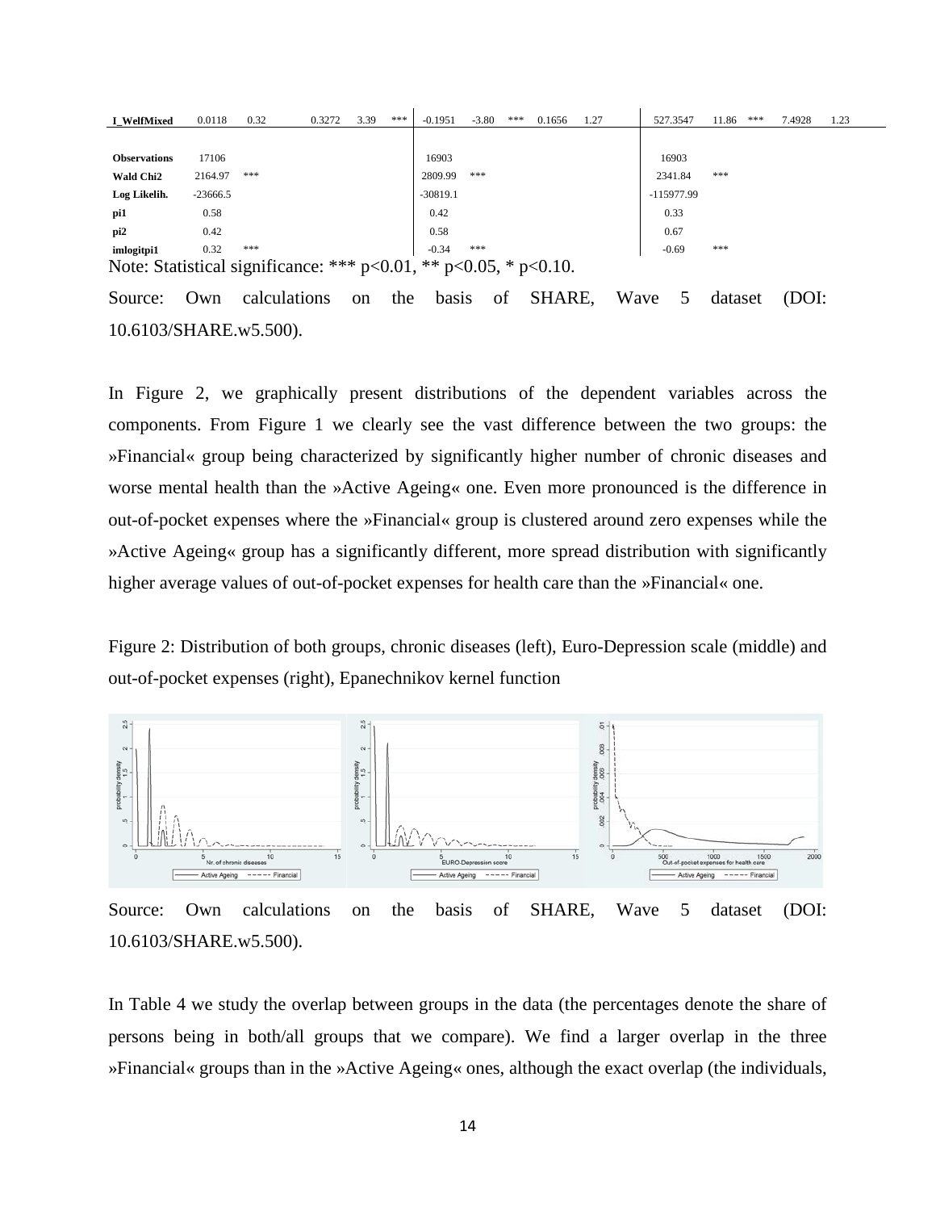| | | | | | | | | | | | | | | | | | | |
|---|---|---|---|---|---|---|---|---|---|---|---|---|---|---|---|---|---|---|
| **I_WelfMixed** | 0.0118 | 0.32 | | 0.3272 | 3.39 | *** | -0.1951 | -3.80 | *** | 0.1656 | 1.27 | | 527.3547 | 11.86 | *** | 7.4928 | 1.23 | |
| | | | | | | | | | | | | | | | | | | |
| **Observations** | 17106 | | | | | | 16903 | | | | | | 16903 | | | | | |
| **Wald Chi2** | 2164.97 | *** | | | | | 2809.99 | *** | | | | | 2341.84 | *** | | | | |
| **Log Likelih.** | -23666.5 | | | | | | -30819.1 | | | | | | -115977.99 | | | | | |
| **pi1** | 0.58 | | | | | | 0.42 | | | | | | 0.33 | | | | | |
| **pi2** | 0.42 | | | | | | 0.58 | | | | | | 0.67 | | | | | |
| **imlogitpi1** | 0.32 | *** | | | | | -0.34 | *** | | | | | -0.69 | *** | | | | |

Note: Statistical significance: *** $p<0.01$, ** $p<0.05$, * $p<0.10$.

Source: Own calculations on the basis of SHARE, Wave 5 dataset (DOI: 10.6103/SHARE.w5.500).

In Figure 2, we graphically present distributions of the dependent variables across the components. From Figure 1 we clearly see the vast difference between the two groups: the »Financial« group being characterized by significantly higher number of chronic diseases and worse mental health than the »Active Ageing« one. Even more pronounced is the difference in out-of-pocket expenses where the »Financial« group is clustered around zero expenses while the »Active Ageing« group has a significantly different, more spread distribution with significantly higher average values of out-of-pocket expenses for health care than the »Financial« one.

Figure 2: Distribution of both groups, chronic diseases (left), Euro-Depression scale (middle) and out-of-pocket expenses (right), Epanechnikov kernel function

Source: Own calculations on the basis of SHARE, Wave 5 dataset (DOI: 10.6103/SHARE.w5.500).

In Table 4 we study the overlap between groups in the data (the percentages denote the share of persons being in both/all groups that we compare). We find a larger overlap in the three »Financial« groups than in the »Active Ageing« ones, although the exact overlap (the individuals,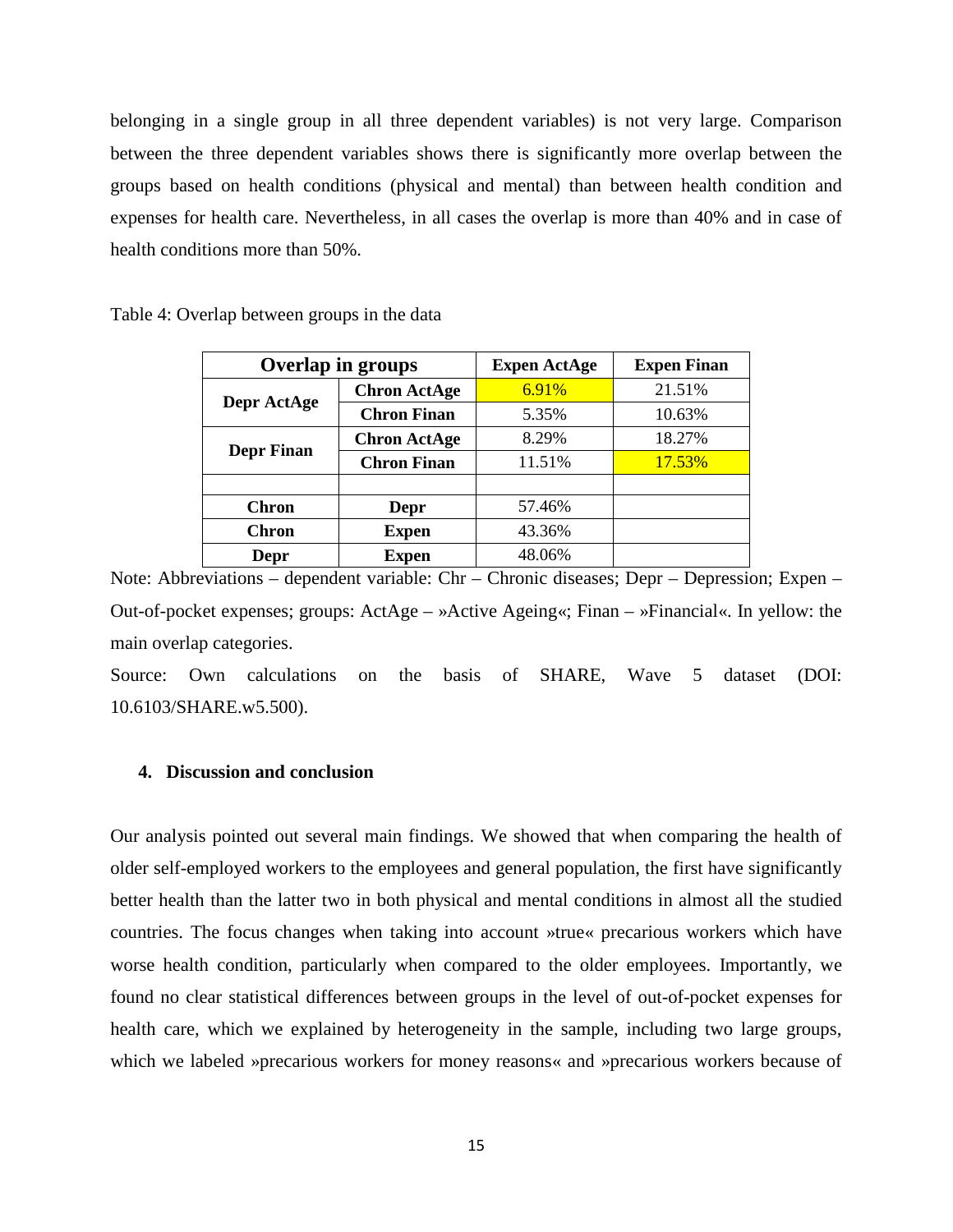belonging in a single group in all three dependent variables) is not very large. Comparison between the three dependent variables shows there is significantly more overlap between the groups based on health conditions (physical and mental) than between health condition and expenses for health care. Nevertheless, in all cases the overlap is more than 40% and in case of health conditions more than 50%.

Table 4: Overlap between groups in the data

| **Overlap in groups** | | **Expen ActAge** | **Expen Finan** |
|---|---|---|---|
| **Depr ActAge** | **Chron ActAge** | 6.91% | 21.51% |
| | **Chron Finan** | 5.35% | 10.63% |
| **Depr Finan** | **Chron ActAge** | 8.29% | 18.27% |
| | **Chron Finan** | 11.51% | 17.53% |
| | | | |
| **Chron** | **Depr** | 57.46% | |
| **Chron** | **Expen** | 43.36% | |
| **Depr** | **Expen** | 48.06% | |

Note: Abbreviations – dependent variable: Chr – Chronic diseases; Depr – Depression; Expen – Out-of-pocket expenses; groups: ActAge – »Active Ageing«; Finan – »Financial«. In yellow: the main overlap categories.

Source: Own calculations on the basis of SHARE, Wave 5 dataset (DOI: 10.6103/SHARE.w5.500).

## 4. Discussion and conclusion

Our analysis pointed out several main findings. We showed that when comparing the health of older self-employed workers to the employees and general population, the first have significantly better health than the latter two in both physical and mental conditions in almost all the studied countries. The focus changes when taking into account »true« precarious workers which have worse health condition, particularly when compared to the older employees. Importantly, we found no clear statistical differences between groups in the level of out-of-pocket expenses for health care, which we explained by heterogeneity in the sample, including two large groups, which we labeled »precarious workers for money reasons« and »precarious workers because of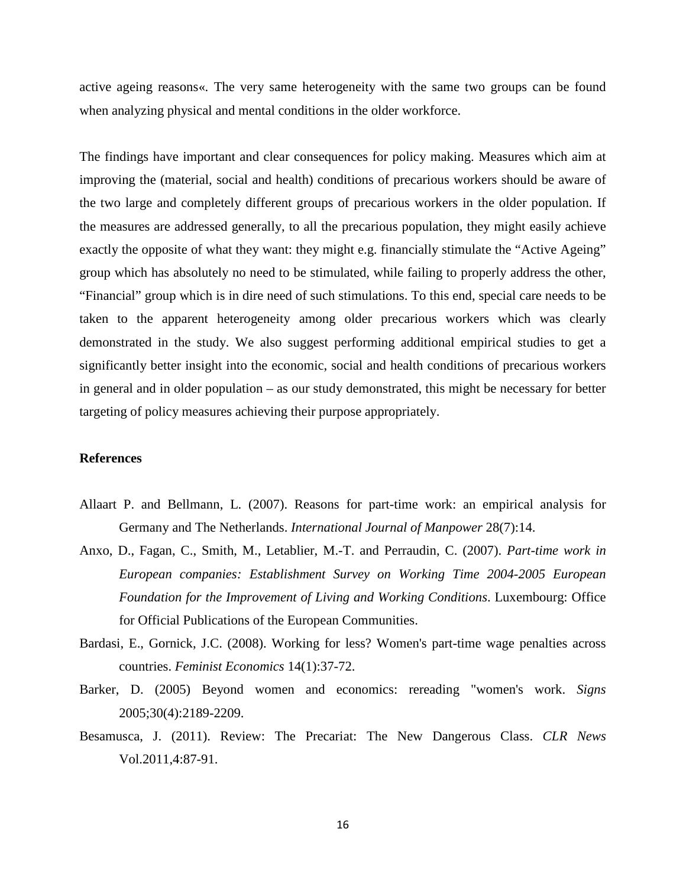active ageing reasons«. The very same heterogeneity with the same two groups can be found when analyzing physical and mental conditions in the older workforce.

The findings have important and clear consequences for policy making. Measures which aim at improving the (material, social and health) conditions of precarious workers should be aware of the two large and completely different groups of precarious workers in the older population. If the measures are addressed generally, to all the precarious population, they might easily achieve exactly the opposite of what they want: they might e.g. financially stimulate the "Active Ageing" group which has absolutely no need to be stimulated, while failing to properly address the other, "Financial" group which is in dire need of such stimulations. To this end, special care needs to be taken to the apparent heterogeneity among older precarious workers which was clearly demonstrated in the study. We also suggest performing additional empirical studies to get a significantly better insight into the economic, social and health conditions of precarious workers in general and in older population – as our study demonstrated, this might be necessary for better targeting of policy measures achieving their purpose appropriately.

**References**

Allaart P. and Bellmann, L. (2007). Reasons for part-time work: an empirical analysis for Germany and The Netherlands. *International Journal of Manpower* 28(7):14.

Anxo, D., Fagan, C., Smith, M., Letablier, M.-T. and Perraudin, C. (2007). *Part-time work in European companies: Establishment Survey on Working Time 2004-2005 European Foundation for the Improvement of Living and Working Conditions*. Luxembourg: Office for Official Publications of the European Communities.

Bardasi, E., Gornick, J.C. (2008). Working for less? Women's part-time wage penalties across countries. *Feminist Economics* 14(1):37-72.

Barker, D. (2005) Beyond women and economics: rereading "women's work. *Signs* 2005;30(4):2189-2209.

Besamusca, J. (2011). Review: The Precariat: The New Dangerous Class. *CLR News* Vol.2011,4:87-91.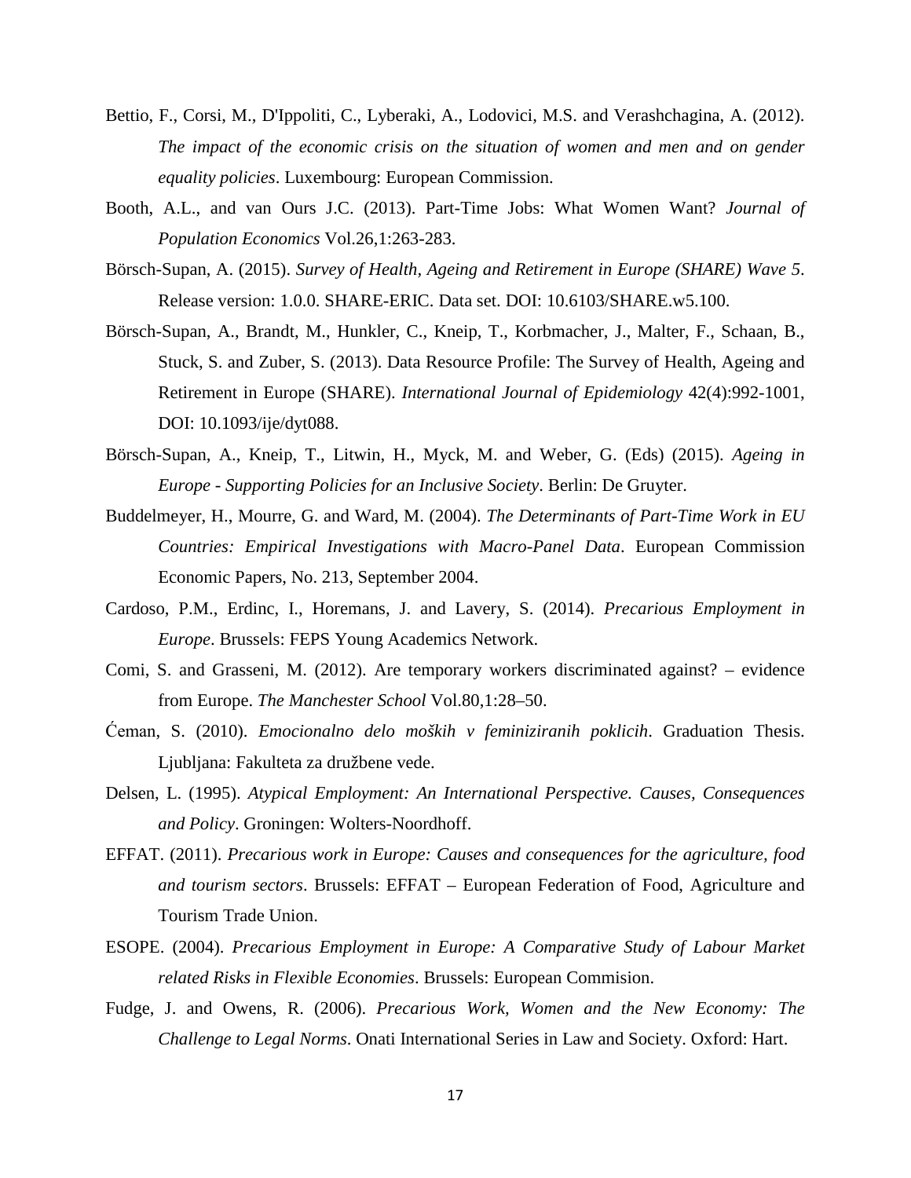Bettio, F., Corsi, M., D'Ippoliti, C., Lyberaki, A., Lodovici, M.S. and Verashchagina, A. (2012). *The impact of the economic crisis on the situation of women and men and on gender equality policies*. Luxembourg: European Commission.

Booth, A.L., and van Ours J.C. (2013). Part-Time Jobs: What Women Want? *Journal of Population Economics* Vol.26,1:263-283.

Börsch-Supan, A. (2015). *Survey of Health, Ageing and Retirement in Europe (SHARE) Wave 5*. Release version: 1.0.0. SHARE-ERIC. Data set. DOI: 10.6103/SHARE.w5.100.

Börsch-Supan, A., Brandt, M., Hunkler, C., Kneip, T., Korbmacher, J., Malter, F., Schaan, B., Stuck, S. and Zuber, S. (2013). Data Resource Profile: The Survey of Health, Ageing and Retirement in Europe (SHARE). *International Journal of Epidemiology* 42(4):992-1001, DOI: 10.1093/ije/dyt088.

Börsch-Supan, A., Kneip, T., Litwin, H., Myck, M. and Weber, G. (Eds) (2015). *Ageing in Europe - Supporting Policies for an Inclusive Society*. Berlin: De Gruyter.

Buddelmeyer, H., Mourre, G. and Ward, M. (2004). *The Determinants of Part-Time Work in EU Countries: Empirical Investigations with Macro-Panel Data*. European Commission Economic Papers, No. 213, September 2004.

Cardoso, P.M., Erdinc, I., Horemans, J. and Lavery, S. (2014). *Precarious Employment in Europe*. Brussels: FEPS Young Academics Network.

Comi, S. and Grasseni, M. (2012). Are temporary workers discriminated against? – evidence from Europe. *The Manchester School* Vol.80,1:28–50.

Ćeman, S. (2010). *Emocionalno delo moških v feminiziranih poklicih*. Graduation Thesis. Ljubljana: Fakulteta za družbene vede.

Delsen, L. (1995). *Atypical Employment: An International Perspective. Causes, Consequences and Policy*. Groningen: Wolters-Noordhoff.

EFFAT. (2011). *Precarious work in Europe: Causes and consequences for the agriculture, food and tourism sectors*. Brussels: EFFAT – European Federation of Food, Agriculture and Tourism Trade Union.

ESOPE. (2004). *Precarious Employment in Europe: A Comparative Study of Labour Market related Risks in Flexible Economies*. Brussels: European Commision.

Fudge, J. and Owens, R. (2006). *Precarious Work, Women and the New Economy: The Challenge to Legal Norms*. Onati International Series in Law and Society. Oxford: Hart.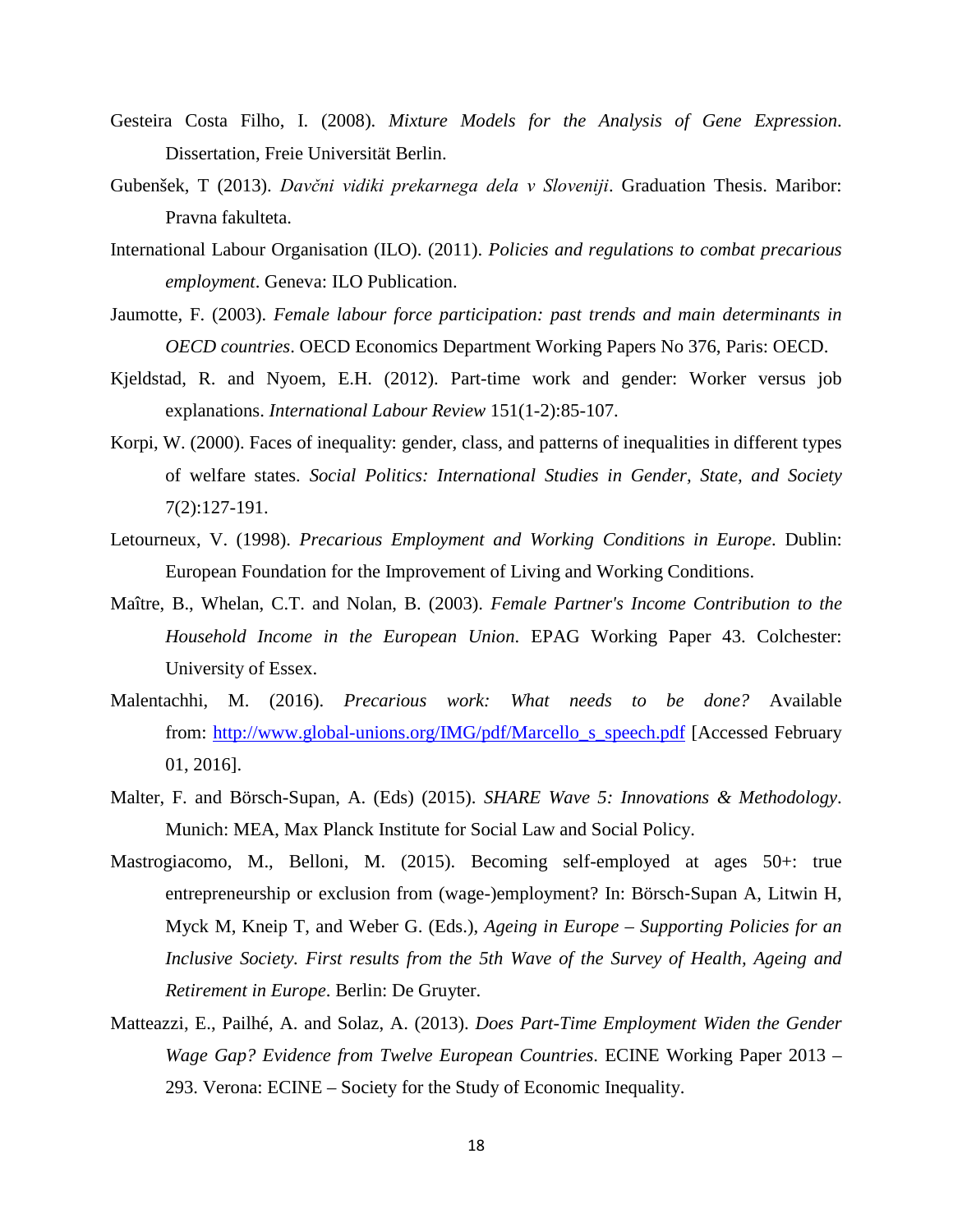Gesteira Costa Filho, I. (2008). *Mixture Models for the Analysis of Gene Expression*. Dissertation, Freie Universität Berlin.

Gubenšek, T (2013). *Davčni vidiki prekarnega dela v Sloveniji*. Graduation Thesis. Maribor: Pravna fakulteta.

International Labour Organisation (ILO). (2011). *Policies and regulations to combat precarious employment*. Geneva: ILO Publication.

Jaumotte, F. (2003). *Female labour force participation: past trends and main determinants in OECD countries*. OECD Economics Department Working Papers No 376, Paris: OECD.

Kjeldstad, R. and Nyoem, E.H. (2012). Part-time work and gender: Worker versus job explanations. *International Labour Review* 151(1-2):85-107.

Korpi, W. (2000). Faces of inequality: gender, class, and patterns of inequalities in different types of welfare states. *Social Politics: International Studies in Gender, State, and Society* 7(2):127-191.

Letourneux, V. (1998). *Precarious Employment and Working Conditions in Europe*. Dublin: European Foundation for the Improvement of Living and Working Conditions.

Maître, B., Whelan, C.T. and Nolan, B. (2003). *Female Partner's Income Contribution to the Household Income in the European Union*. EPAG Working Paper 43. Colchester: University of Essex.

Malentachhi, M. (2016). *Precarious work: What needs to be done?* Available from: http://www.global-unions.org/IMG/pdf/Marcello_s_speech.pdf [Accessed February 01, 2016].

Malter, F. and Börsch-Supan, A. (Eds) (2015). *SHARE Wave 5: Innovations & Methodology*. Munich: MEA, Max Planck Institute for Social Law and Social Policy.

Mastrogiacomo, M., Belloni, M. (2015). Becoming self-employed at ages 50+: true entrepreneurship or exclusion from (wage-)employment? In: Börsch-Supan A, Litwin H, Myck M, Kneip T, and Weber G. (Eds.), *Ageing in Europe – Supporting Policies for an Inclusive Society. First results from the 5th Wave of the Survey of Health, Ageing and Retirement in Europe*. Berlin: De Gruyter.

Matteazzi, E., Pailhé, A. and Solaz, A. (2013). *Does Part-Time Employment Widen the Gender Wage Gap? Evidence from Twelve European Countries*. ECINE Working Paper 2013 – 293. Verona: ECINE – Society for the Study of Economic Inequality.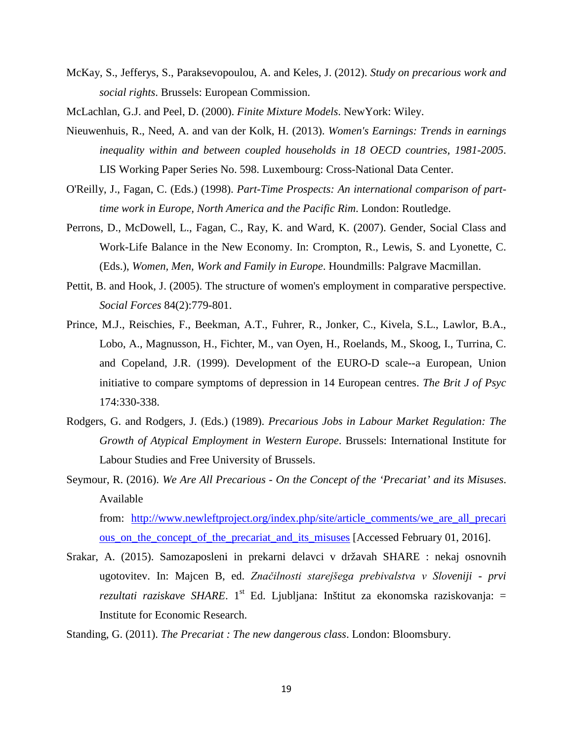McKay, S., Jefferys, S., Paraksevopoulou, A. and Keles, J. (2012). *Study on precarious work and social rights*. Brussels: European Commission.

McLachlan, G.J. and Peel, D. (2000). *Finite Mixture Models*. NewYork: Wiley.

Nieuwenhuis, R., Need, A. and van der Kolk, H. (2013). *Women's Earnings: Trends in earnings inequality within and between coupled households in 18 OECD countries, 1981-2005*. LIS Working Paper Series No. 598. Luxembourg: Cross-National Data Center.

O'Reilly, J., Fagan, C. (Eds.) (1998). *Part-Time Prospects: An international comparison of part-time work in Europe, North America and the Pacific Rim*. London: Routledge.

Perrons, D., McDowell, L., Fagan, C., Ray, K. and Ward, K. (2007). Gender, Social Class and Work-Life Balance in the New Economy. In: Crompton, R., Lewis, S. and Lyonette, C. (Eds.), *Women, Men, Work and Family in Europe*. Houndmills: Palgrave Macmillan.

Pettit, B. and Hook, J. (2005). The structure of women's employment in comparative perspective. *Social Forces* 84(2):779-801.

Prince, M.J., Reischies, F., Beekman, A.T., Fuhrer, R., Jonker, C., Kivela, S.L., Lawlor, B.A., Lobo, A., Magnusson, H., Fichter, M., van Oyen, H., Roelands, M., Skoog, I., Turrina, C. and Copeland, J.R. (1999). Development of the EURO-D scale--a European, Union initiative to compare symptoms of depression in 14 European centres. *The Brit J of Psyc* 174:330-338.

Rodgers, G. and Rodgers, J. (Eds.) (1989). *Precarious Jobs in Labour Market Regulation: The Growth of Atypical Employment in Western Europe*. Brussels: International Institute for Labour Studies and Free University of Brussels.

Seymour, R. (2016). *We Are All Precarious - On the Concept of the 'Precariat' and its Misuses*. Available from: http://www.newleftproject.org/index.php/site/article_comments/we_are_all_precarious_on_the_concept_of_the_precariat_and_its_misuses [Accessed February 01, 2016].

Srakar, A. (2015). Samozaposleni in prekarni delavci v državah SHARE : nekaj osnovnih ugotovitev. In: Majcen B, ed. *Značilnosti starejšega prebivalstva v Sloveniji - prvi rezultati raziskave SHARE*. 1st Ed. Ljubljana: Inštitut za ekonomska raziskovanja: = Institute for Economic Research.

Standing, G. (2011). *The Precariat : The new dangerous class*. London: Bloomsbury.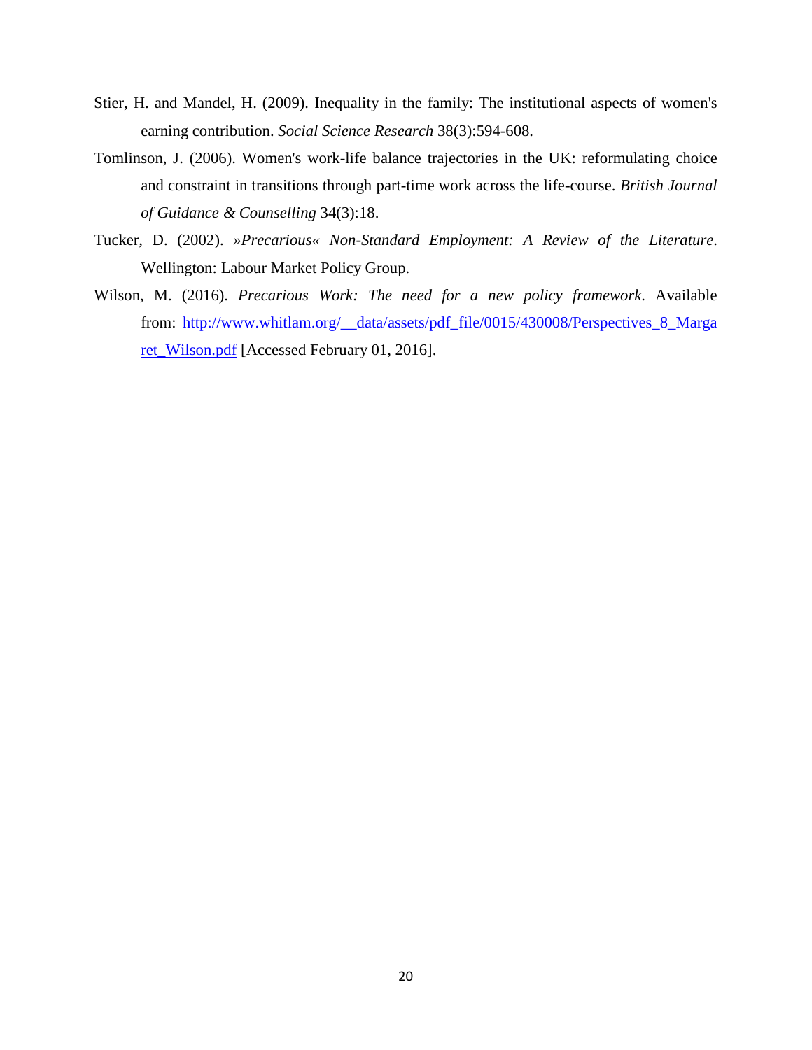Stier, H. and Mandel, H. (2009). Inequality in the family: The institutional aspects of women's earning contribution. *Social Science Research* 38(3):594-608.

Tomlinson, J. (2006). Women's work-life balance trajectories in the UK: reformulating choice and constraint in transitions through part-time work across the life-course. *British Journal of Guidance & Counselling* 34(3):18.

Tucker, D. (2002). *»Precarious« Non-Standard Employment: A Review of the Literature*. Wellington: Labour Market Policy Group.

Wilson, M. (2016). *Precarious Work: The need for a new policy framework*. Available from: [http://www.whitlam.org/__data/assets/pdf_file/0015/430008/Perspectives_8_Margaret_Wilson.pdf](http://www.whitlam.org/__data/assets/pdf_file/0015/430008/Perspectives_8_Margaret_Wilson.pdf) [Accessed February 01, 2016].